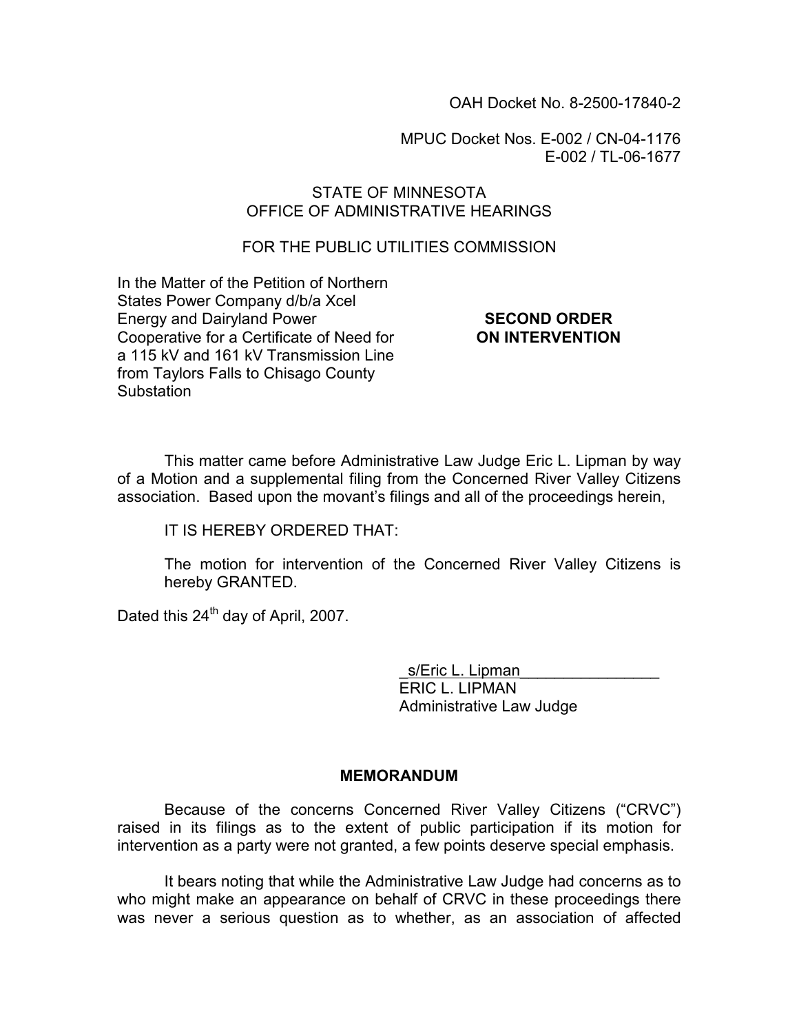OAH Docket No. 8-2500-17840-2

MPUC Docket Nos. E-002 / CN-04-1176
E-002 / TL-06-1677

STATE OF MINNESOTA
OFFICE OF ADMINISTRATIVE HEARINGS

FOR THE PUBLIC UTILITIES COMMISSION

In the Matter of the Petition of Northern States Power Company d/b/a Xcel Energy and Dairyland Power Cooperative for a Certificate of Need for a 115 kV and 161 kV Transmission Line from Taylors Falls to Chisago County Substation

**SECOND ORDER ON INTERVENTION**

This matter came before Administrative Law Judge Eric L. Lipman by way of a Motion and a supplemental filing from the Concerned River Valley Citizens association. Based upon the movant's filings and all of the proceedings herein,

IT IS HEREBY ORDERED THAT:

The motion for intervention of the Concerned River Valley Citizens is hereby GRANTED.

Dated this 24th day of April, 2007.

_s/Eric L. Lipman_
ERIC L. LIPMAN
Administrative Law Judge

## MEMORANDUM

Because of the concerns Concerned River Valley Citizens ("CRVC") raised in its filings as to the extent of public participation if its motion for intervention as a party were not granted, a few points deserve special emphasis.

It bears noting that while the Administrative Law Judge had concerns as to who might make an appearance on behalf of CRVC in these proceedings there was never a serious question as to whether, as an association of affected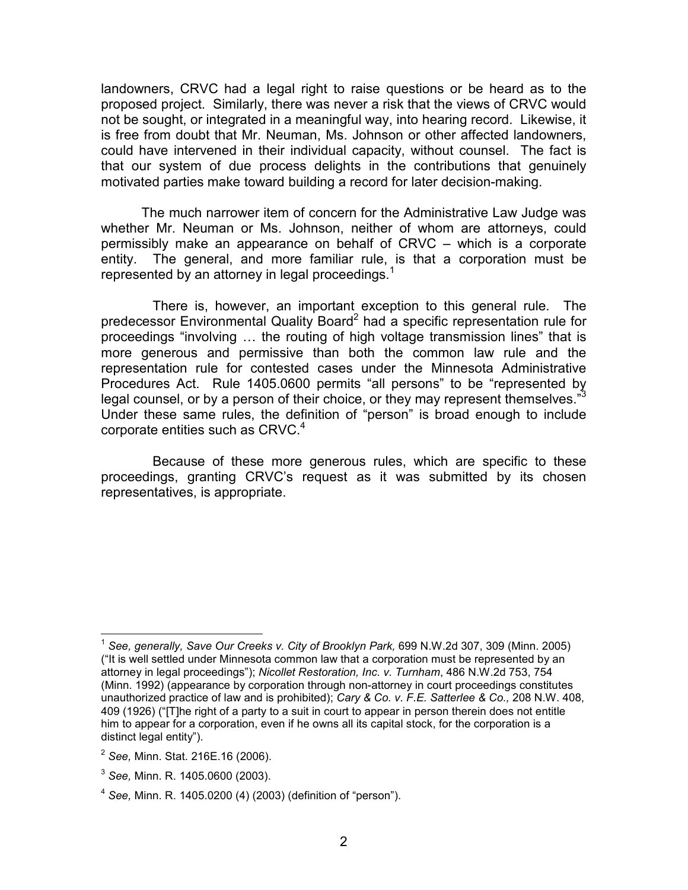landowners, CRVC had a legal right to raise questions or be heard as to the proposed project. Similarly, there was never a risk that the views of CRVC would not be sought, or integrated in a meaningful way, into hearing record. Likewise, it is free from doubt that Mr. Neuman, Ms. Johnson or other affected landowners, could have intervened in their individual capacity, without counsel. The fact is that our system of due process delights in the contributions that genuinely motivated parties make toward building a record for later decision-making.

The much narrower item of concern for the Administrative Law Judge was whether Mr. Neuman or Ms. Johnson, neither of whom are attorneys, could permissibly make an appearance on behalf of CRVC – which is a corporate entity. The general, and more familiar rule, is that a corporation must be represented by an attorney in legal proceedings.[1]

There is, however, an important exception to this general rule. The predecessor Environmental Quality Board[2] had a specific representation rule for proceedings "involving … the routing of high voltage transmission lines" that is more generous and permissive than both the common law rule and the representation rule for contested cases under the Minnesota Administrative Procedures Act. Rule 1405.0600 permits "all persons" to be "represented by legal counsel, or by a person of their choice, or they may represent themselves."[3] Under these same rules, the definition of "person" is broad enough to include corporate entities such as CRVC.[4]

Because of these more generous rules, which are specific to these proceedings, granting CRVC's request as it was submitted by its chosen representatives, is appropriate.

---

[1] *See, generally, Save Our Creeks v. City of Brooklyn Park,* 699 N.W.2d 307, 309 (Minn. 2005) ("It is well settled under Minnesota common law that a corporation must be represented by an attorney in legal proceedings"); *Nicollet Restoration, Inc. v. Turnham*, 486 N.W.2d 753, 754 (Minn. 1992) (appearance by corporation through non-attorney in court proceedings constitutes unauthorized practice of law and is prohibited); *Cary & Co. v. F.E. Satterlee & Co.,* 208 N.W. 408, 409 (1926) ("[T]he right of a party to a suit in court to appear in person therein does not entitle him to appear for a corporation, even if he owns all its capital stock, for the corporation is a distinct legal entity").

[2] *See,* Minn. Stat. 216E.16 (2006).

[3] *See,* Minn. R. 1405.0600 (2003).

[4] *See,* Minn. R. 1405.0200 (4) (2003) (definition of "person").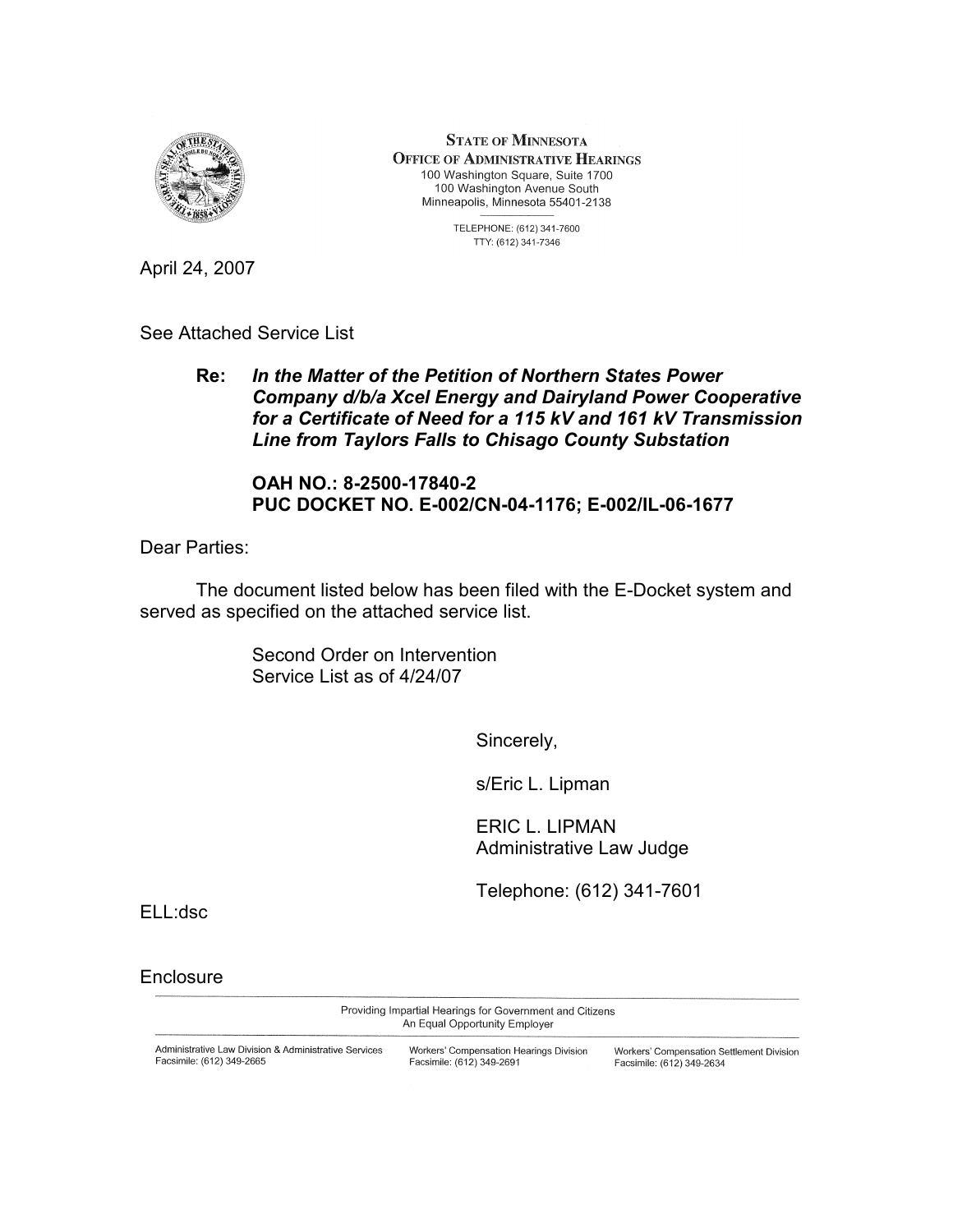STATE OF MINNESOTA
OFFICE OF ADMINISTRATIVE HEARINGS
100 Washington Square, Suite 1700
100 Washington Avenue South
Minneapolis, Minnesota 55401-2138

TELEPHONE: (612) 341-7600
TTY: (612) 341-7346

April 24, 2007

See Attached Service List

**Re:** ***In the Matter of the Petition of Northern States Power Company d/b/a Xcel Energy and Dairyland Power Cooperative for a Certificate of Need for a 115 kV and 161 kV Transmission Line from Taylors Falls to Chisago County Substation***

**OAH NO.: 8-2500-17840-2**
**PUC DOCKET NO. E-002/CN-04-1176; E-002/IL-06-1677**

Dear Parties:

The document listed below has been filed with the E-Docket system and served as specified on the attached service list.

Second Order on Intervention
Service List as of 4/24/07

Sincerely,

s/Eric L. Lipman

ERIC L. LIPMAN
Administrative Law Judge

Telephone: (612) 341-7601

ELL:dsc

Enclosure

Providing Impartial Hearings for Government and Citizens
An Equal Opportunity Employer

Administrative Law Division & Administrative Services
Facsimile: (612) 349-2665

Workers' Compensation Hearings Division
Facsimile: (612) 349-2691

Workers' Compensation Settlement Division
Facsimile: (612) 349-2634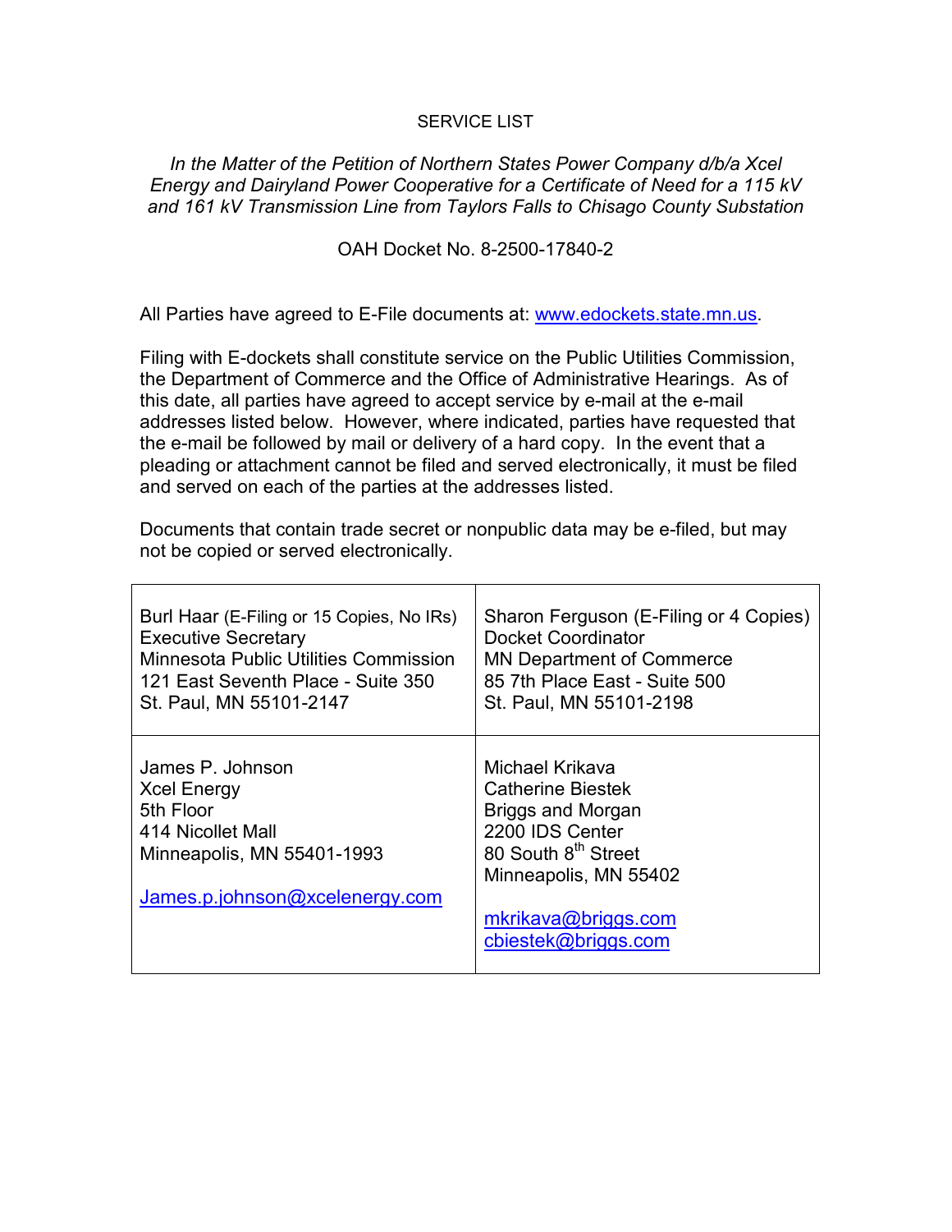SERVICE LIST

*In the Matter of the Petition of Northern States Power Company d/b/a Xcel Energy and Dairyland Power Cooperative for a Certificate of Need for a 115 kV and 161 kV Transmission Line from Taylors Falls to Chisago County Substation*

OAH Docket No. 8-2500-17840-2

All Parties have agreed to E-File documents at: www.edockets.state.mn.us.

Filing with E-dockets shall constitute service on the Public Utilities Commission, the Department of Commerce and the Office of Administrative Hearings. As of this date, all parties have agreed to accept service by e-mail at the e-mail addresses listed below. However, where indicated, parties have requested that the e-mail be followed by mail or delivery of a hard copy. In the event that a pleading or attachment cannot be filed and served electronically, it must be filed and served on each of the parties at the addresses listed.

Documents that contain trade secret or nonpublic data may be e-filed, but may not be copied or served electronically.

| | |
|---|---|
| Burl Haar (E-Filing or 15 Copies, No IRs)<br>Executive Secretary<br>Minnesota Public Utilities Commission<br>121 East Seventh Place - Suite 350<br>St. Paul, MN 55101-2147 | Sharon Ferguson (E-Filing or 4 Copies)<br>Docket Coordinator<br>MN Department of Commerce<br>85 7th Place East - Suite 500<br>St. Paul, MN 55101-2198 |
| James P. Johnson<br>Xcel Energy<br>5th Floor<br>414 Nicollet Mall<br>Minneapolis, MN 55401-1993<br><br>James.p.johnson@xcelenergy.com | Michael Krikava<br>Catherine Biestek<br>Briggs and Morgan<br>2200 IDS Center<br>80 South 8th Street<br>Minneapolis, MN 55402<br><br>mkrikava@briggs.com<br>cbiestek@briggs.com |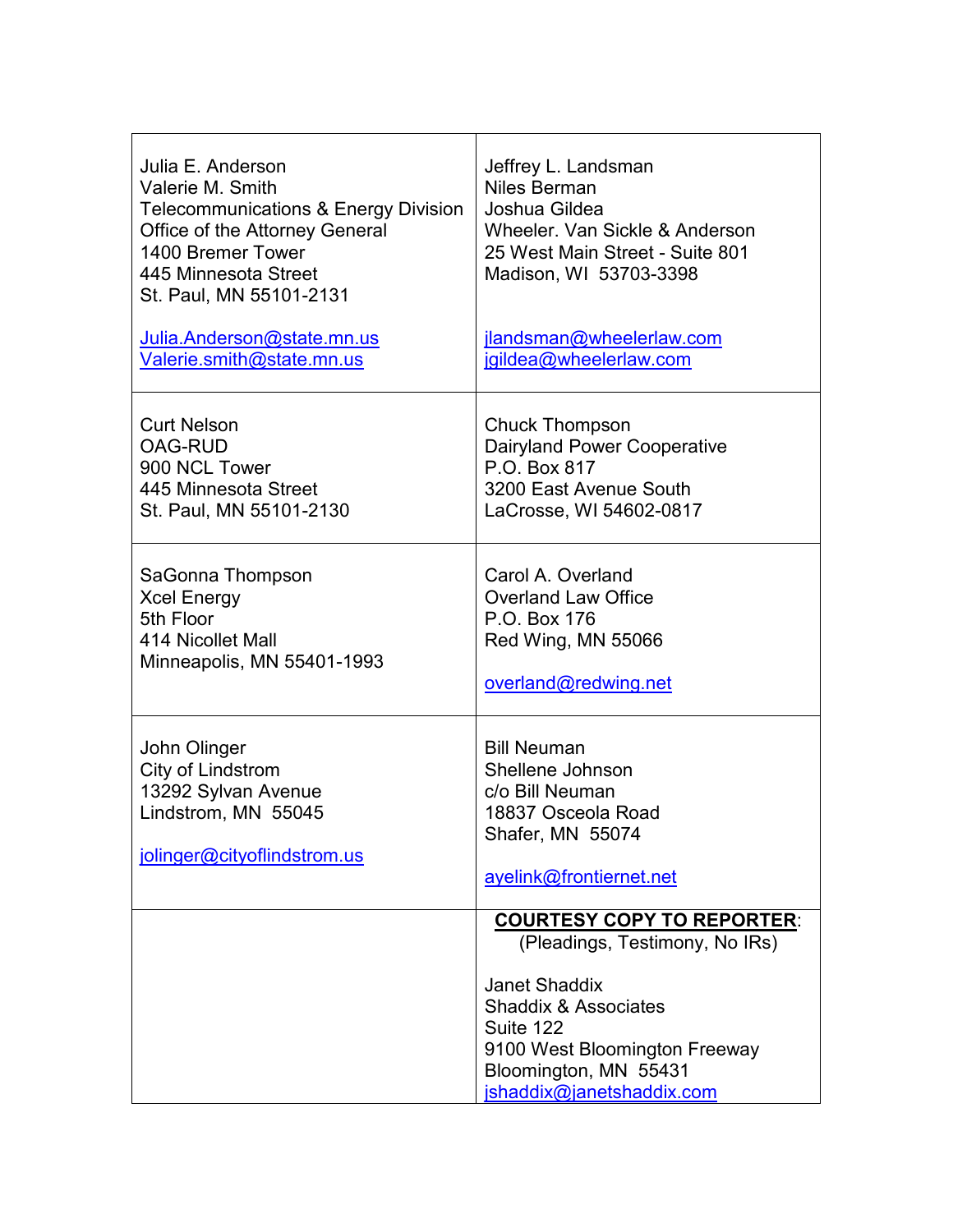| | |
|---|---|
| Julia E. Anderson<br>Valerie M. Smith<br>Telecommunications & Energy Division<br>Office of the Attorney General<br>1400 Bremer Tower<br>445 Minnesota Street<br>St. Paul, MN 55101-2131<br><br>Julia.Anderson@state.mn.us<br>Valerie.smith@state.mn.us | Jeffrey L. Landsman<br>Niles Berman<br>Joshua Gildea<br>Wheeler. Van Sickle & Anderson<br>25 West Main Street - Suite 801<br>Madison, WI 53703-3398<br><br>jlandsman@wheelerlaw.com<br>jgildea@wheelerlaw.com |
| Curt Nelson<br>OAG-RUD<br>900 NCL Tower<br>445 Minnesota Street<br>St. Paul, MN 55101-2130 | Chuck Thompson<br>Dairyland Power Cooperative<br>P.O. Box 817<br>3200 East Avenue South<br>LaCrosse, WI 54602-0817 |
| SaGonna Thompson<br>Xcel Energy<br>5th Floor<br>414 Nicollet Mall<br>Minneapolis, MN 55401-1993 | Carol A. Overland<br>Overland Law Office<br>P.O. Box 176<br>Red Wing, MN 55066<br><br>overland@redwing.net |
| John Olinger<br>City of Lindstrom<br>13292 Sylvan Avenue<br>Lindstrom, MN 55045<br><br>jolinger@cityoflindstrom.us | Bill Neuman<br>Shellene Johnson<br>c/o Bill Neuman<br>18837 Osceola Road<br>Shafer, MN 55074<br><br>ayelink@frontiernet.net |
| | **COURTESY COPY TO REPORTER**:<br>(Pleadings, Testimony, No IRs)<br><br>Janet Shaddix<br>Shaddix & Associates<br>Suite 122<br>9100 West Bloomington Freeway<br>Bloomington, MN 55431<br>jshaddix@janetshaddix.com |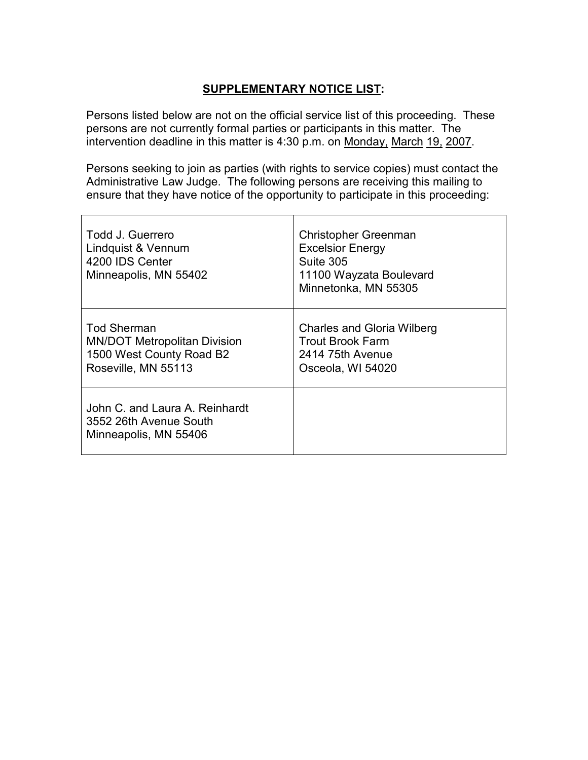**SUPPLEMENTARY NOTICE LIST:**

Persons listed below are not on the official service list of this proceeding. These persons are not currently formal parties or participants in this matter. The intervention deadline in this matter is 4:30 p.m. on Monday, March 19, 2007.

Persons seeking to join as parties (with rights to service copies) must contact the Administrative Law Judge. The following persons are receiving this mailing to ensure that they have notice of the opportunity to participate in this proceeding:

| | |
|---|---|
| Todd J. Guerrero<br>Lindquist & Vennum<br>4200 IDS Center<br>Minneapolis, MN 55402 | Christopher Greenman<br>Excelsior Energy<br>Suite 305<br>11100 Wayzata Boulevard<br>Minnetonka, MN 55305 |
| Tod Sherman<br>MN/DOT Metropolitan Division<br>1500 West County Road B2<br>Roseville, MN 55113 | Charles and Gloria Wilberg<br>Trout Brook Farm<br>2414 75th Avenue<br>Osceola, WI 54020 |
| John C. and Laura A. Reinhardt<br>3552 26th Avenue South<br>Minneapolis, MN 55406 | |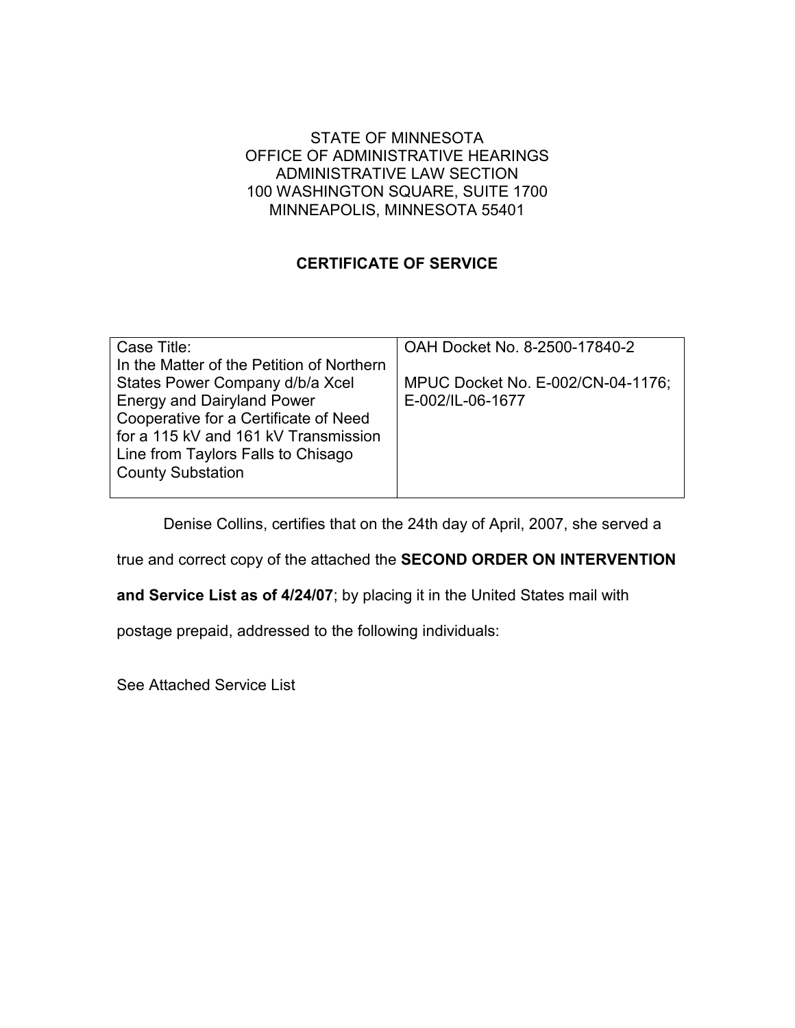STATE OF MINNESOTA
OFFICE OF ADMINISTRATIVE HEARINGS
ADMINISTRATIVE LAW SECTION
100 WASHINGTON SQUARE, SUITE 1700
MINNEAPOLIS, MINNESOTA 55401

## CERTIFICATE OF SERVICE

| | |
|---|---|
| Case Title:<br>In the Matter of the Petition of Northern States Power Company d/b/a Xcel Energy and Dairyland Power Cooperative for a Certificate of Need for a 115 kV and 161 kV Transmission Line from Taylors Falls to Chisago County Substation | OAH Docket No. 8-2500-17840-2<br><br>MPUC Docket No. E-002/CN-04-1176; E-002/IL-06-1677 |

Denise Collins, certifies that on the 24th day of April, 2007, she served a true and correct copy of the attached the **SECOND ORDER ON INTERVENTION and Service List as of 4/24/07**; by placing it in the United States mail with postage prepaid, addressed to the following individuals:

See Attached Service List